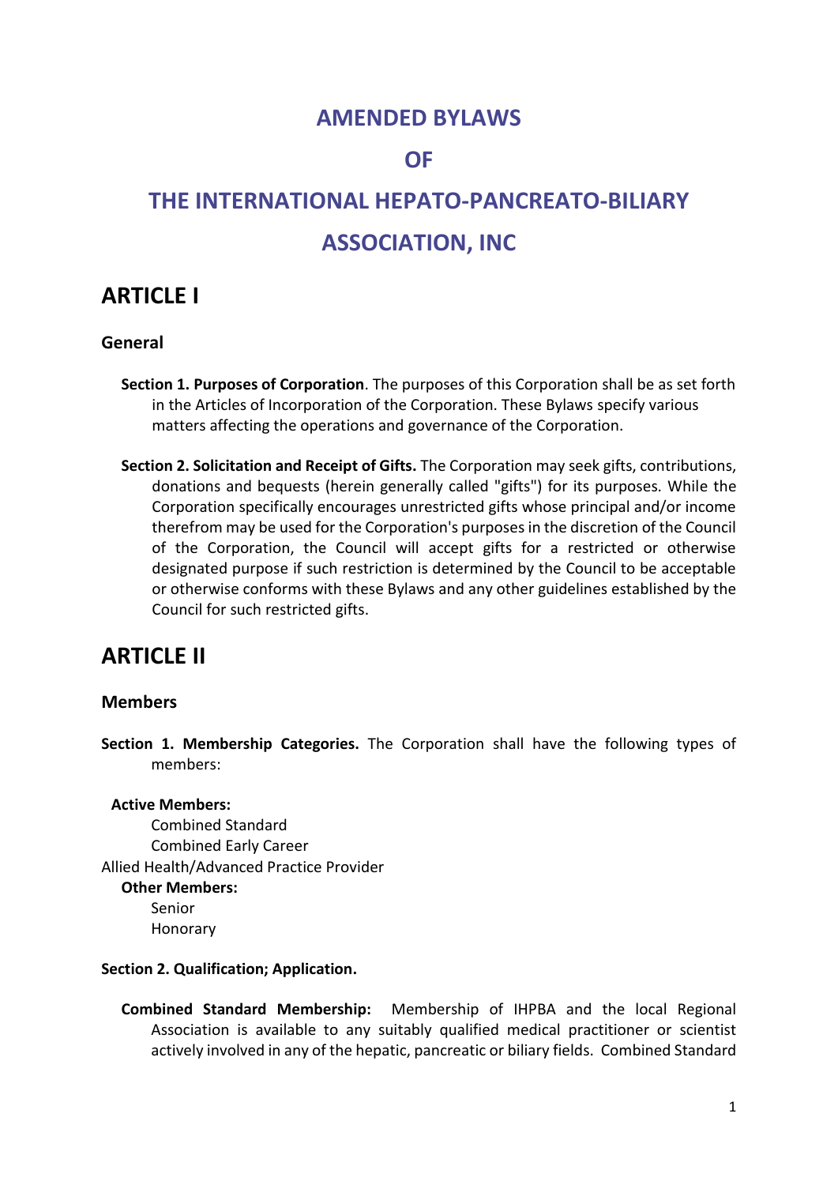# AMENDED BYLAWS

# OF

# THE INTERNATIONAL HEPATO-PANCREATO-BILIARY ASSOCIATION, INC

## ARTICLE I

### General

**Section 1. Purposes of Corporation**. The purposes of this Corporation shall be as set forth in the Articles of Incorporation of the Corporation. These Bylaws specify various matters affecting the operations and governance of the Corporation.

**Section 2. Solicitation and Receipt of Gifts.** The Corporation may seek gifts, contributions, donations and bequests (herein generally called "gifts") for its purposes. While the Corporation specifically encourages unrestricted gifts whose principal and/or income therefrom may be used for the Corporation's purposes in the discretion of the Council of the Corporation, the Council will accept gifts for a restricted or otherwise designated purpose if such restriction is determined by the Council to be acceptable or otherwise conforms with these Bylaws and any other guidelines established by the Council for such restricted gifts.

## ARTICLE II

### Members

**Section 1. Membership Categories.** The Corporation shall have the following types of members:

**Active Members:**

- Combined Standard
- Combined Early Career
- Allied Health/Advanced Practice Provider

**Other Members:**

- Senior
- Honorary

**Section 2. Qualification; Application.**

**Combined Standard Membership:** Membership of IHPBA and the local Regional Association is available to any suitably qualified medical practitioner or scientist actively involved in any of the hepatic, pancreatic or biliary fields. Combined Standard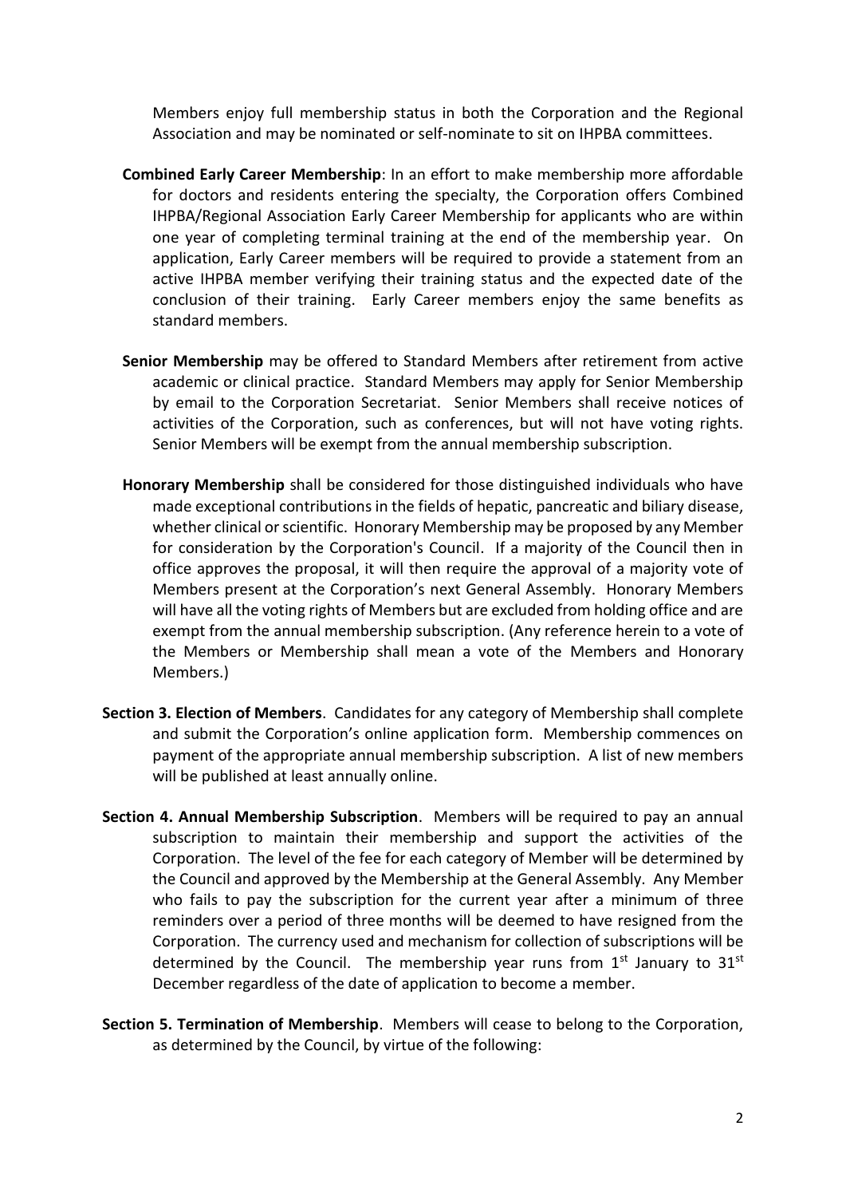Members enjoy full membership status in both the Corporation and the Regional Association and may be nominated or self-nominate to sit on IHPBA committees.

**Combined Early Career Membership**: In an effort to make membership more affordable for doctors and residents entering the specialty, the Corporation offers Combined IHPBA/Regional Association Early Career Membership for applicants who are within one year of completing terminal training at the end of the membership year. On application, Early Career members will be required to provide a statement from an active IHPBA member verifying their training status and the expected date of the conclusion of their training. Early Career members enjoy the same benefits as standard members.

**Senior Membership** may be offered to Standard Members after retirement from active academic or clinical practice. Standard Members may apply for Senior Membership by email to the Corporation Secretariat. Senior Members shall receive notices of activities of the Corporation, such as conferences, but will not have voting rights. Senior Members will be exempt from the annual membership subscription.

**Honorary Membership** shall be considered for those distinguished individuals who have made exceptional contributions in the fields of hepatic, pancreatic and biliary disease, whether clinical or scientific. Honorary Membership may be proposed by any Member for consideration by the Corporation's Council. If a majority of the Council then in office approves the proposal, it will then require the approval of a majority vote of Members present at the Corporation's next General Assembly. Honorary Members will have all the voting rights of Members but are excluded from holding office and are exempt from the annual membership subscription. (Any reference herein to a vote of the Members or Membership shall mean a vote of the Members and Honorary Members.)

**Section 3. Election of Members**. Candidates for any category of Membership shall complete and submit the Corporation's online application form. Membership commences on payment of the appropriate annual membership subscription. A list of new members will be published at least annually online.

**Section 4. Annual Membership Subscription**. Members will be required to pay an annual subscription to maintain their membership and support the activities of the Corporation. The level of the fee for each category of Member will be determined by the Council and approved by the Membership at the General Assembly. Any Member who fails to pay the subscription for the current year after a minimum of three reminders over a period of three months will be deemed to have resigned from the Corporation. The currency used and mechanism for collection of subscriptions will be determined by the Council. The membership year runs from 1st January to 31st December regardless of the date of application to become a member.

**Section 5. Termination of Membership**. Members will cease to belong to the Corporation, as determined by the Council, by virtue of the following: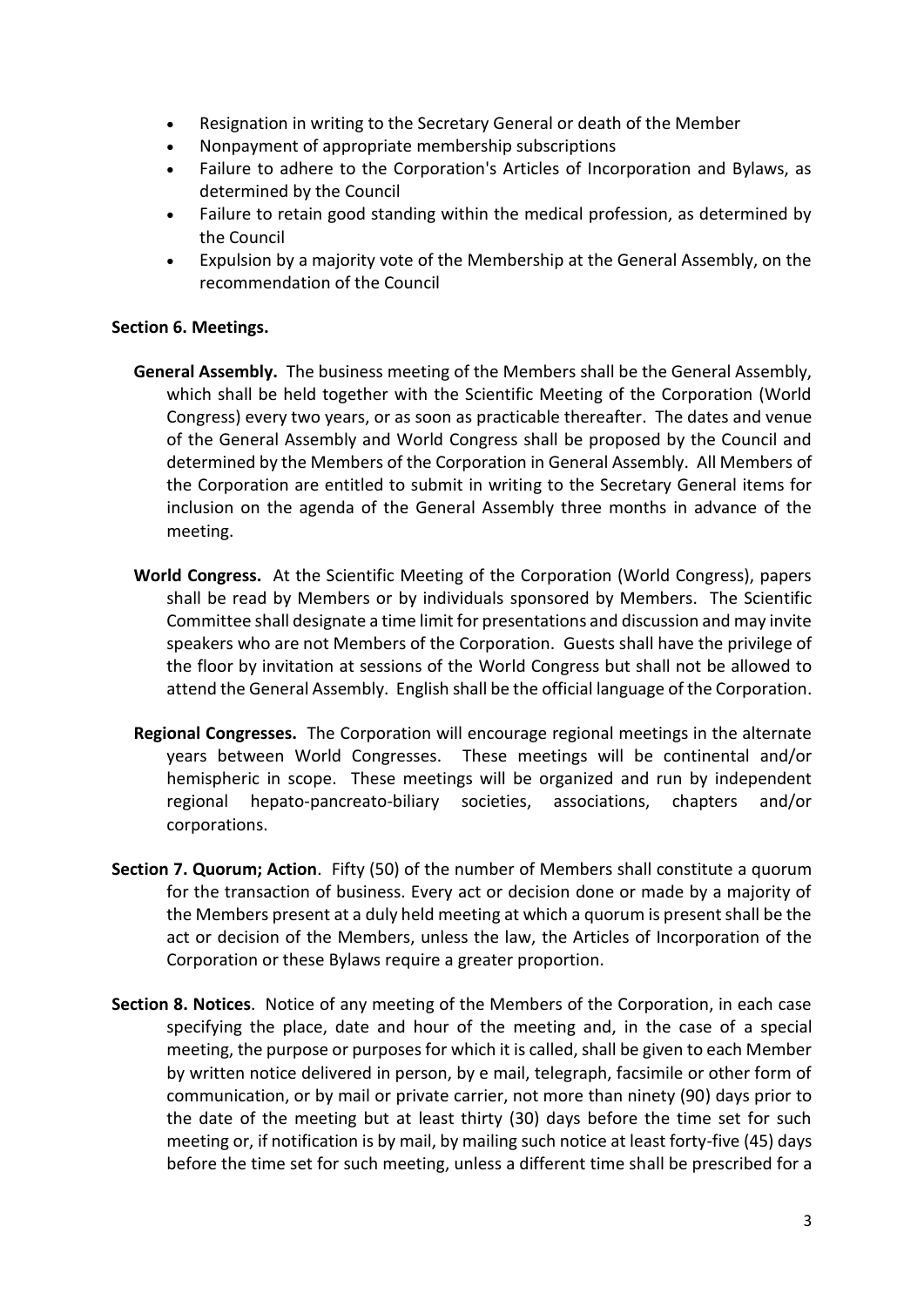- Resignation in writing to the Secretary General or death of the Member
- Nonpayment of appropriate membership subscriptions
- Failure to adhere to the Corporation's Articles of Incorporation and Bylaws, as determined by the Council
- Failure to retain good standing within the medical profession, as determined by the Council
- Expulsion by a majority vote of the Membership at the General Assembly, on the recommendation of the Council

**Section 6. Meetings.**

**General Assembly.** The business meeting of the Members shall be the General Assembly, which shall be held together with the Scientific Meeting of the Corporation (World Congress) every two years, or as soon as practicable thereafter. The dates and venue of the General Assembly and World Congress shall be proposed by the Council and determined by the Members of the Corporation in General Assembly. All Members of the Corporation are entitled to submit in writing to the Secretary General items for inclusion on the agenda of the General Assembly three months in advance of the meeting.

**World Congress.** At the Scientific Meeting of the Corporation (World Congress), papers shall be read by Members or by individuals sponsored by Members. The Scientific Committee shall designate a time limit for presentations and discussion and may invite speakers who are not Members of the Corporation. Guests shall have the privilege of the floor by invitation at sessions of the World Congress but shall not be allowed to attend the General Assembly. English shall be the official language of the Corporation.

**Regional Congresses.** The Corporation will encourage regional meetings in the alternate years between World Congresses. These meetings will be continental and/or hemispheric in scope. These meetings will be organized and run by independent regional hepato-pancreato-biliary societies, associations, chapters and/or corporations.

**Section 7. Quorum; Action**. Fifty (50) of the number of Members shall constitute a quorum for the transaction of business. Every act or decision done or made by a majority of the Members present at a duly held meeting at which a quorum is present shall be the act or decision of the Members, unless the law, the Articles of Incorporation of the Corporation or these Bylaws require a greater proportion.

**Section 8. Notices**. Notice of any meeting of the Members of the Corporation, in each case specifying the place, date and hour of the meeting and, in the case of a special meeting, the purpose or purposes for which it is called, shall be given to each Member by written notice delivered in person, by e mail, telegraph, facsimile or other form of communication, or by mail or private carrier, not more than ninety (90) days prior to the date of the meeting but at least thirty (30) days before the time set for such meeting or, if notification is by mail, by mailing such notice at least forty-five (45) days before the time set for such meeting, unless a different time shall be prescribed for a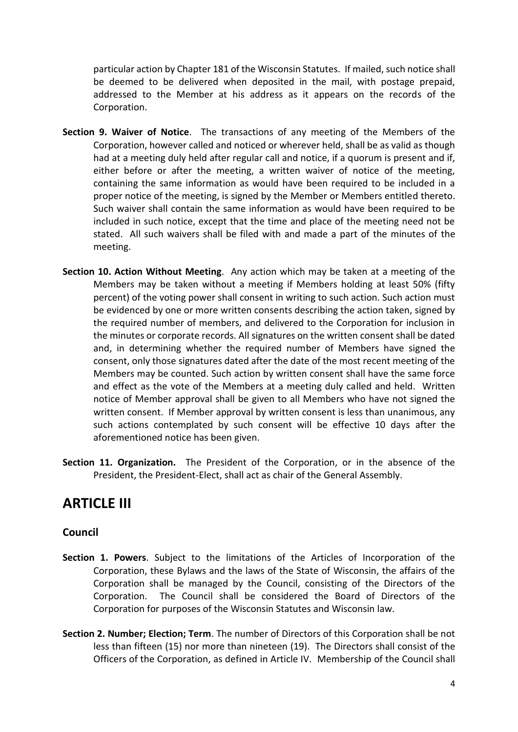particular action by Chapter 181 of the Wisconsin Statutes. If mailed, such notice shall be deemed to be delivered when deposited in the mail, with postage prepaid, addressed to the Member at his address as it appears on the records of the Corporation.

**Section 9. Waiver of Notice**. The transactions of any meeting of the Members of the Corporation, however called and noticed or wherever held, shall be as valid as though had at a meeting duly held after regular call and notice, if a quorum is present and if, either before or after the meeting, a written waiver of notice of the meeting, containing the same information as would have been required to be included in a proper notice of the meeting, is signed by the Member or Members entitled thereto. Such waiver shall contain the same information as would have been required to be included in such notice, except that the time and place of the meeting need not be stated. All such waivers shall be filed with and made a part of the minutes of the meeting.

**Section 10. Action Without Meeting**. Any action which may be taken at a meeting of the Members may be taken without a meeting if Members holding at least 50% (fifty percent) of the voting power shall consent in writing to such action. Such action must be evidenced by one or more written consents describing the action taken, signed by the required number of members, and delivered to the Corporation for inclusion in the minutes or corporate records. All signatures on the written consent shall be dated and, in determining whether the required number of Members have signed the consent, only those signatures dated after the date of the most recent meeting of the Members may be counted. Such action by written consent shall have the same force and effect as the vote of the Members at a meeting duly called and held. Written notice of Member approval shall be given to all Members who have not signed the written consent. If Member approval by written consent is less than unanimous, any such actions contemplated by such consent will be effective 10 days after the aforementioned notice has been given.

**Section 11. Organization.** The President of the Corporation, or in the absence of the President, the President-Elect, shall act as chair of the General Assembly.

# ARTICLE III

## Council

**Section 1. Powers**. Subject to the limitations of the Articles of Incorporation of the Corporation, these Bylaws and the laws of the State of Wisconsin, the affairs of the Corporation shall be managed by the Council, consisting of the Directors of the Corporation. The Council shall be considered the Board of Directors of the Corporation for purposes of the Wisconsin Statutes and Wisconsin law.

**Section 2. Number; Election; Term**. The number of Directors of this Corporation shall be not less than fifteen (15) nor more than nineteen (19). The Directors shall consist of the Officers of the Corporation, as defined in Article IV. Membership of the Council shall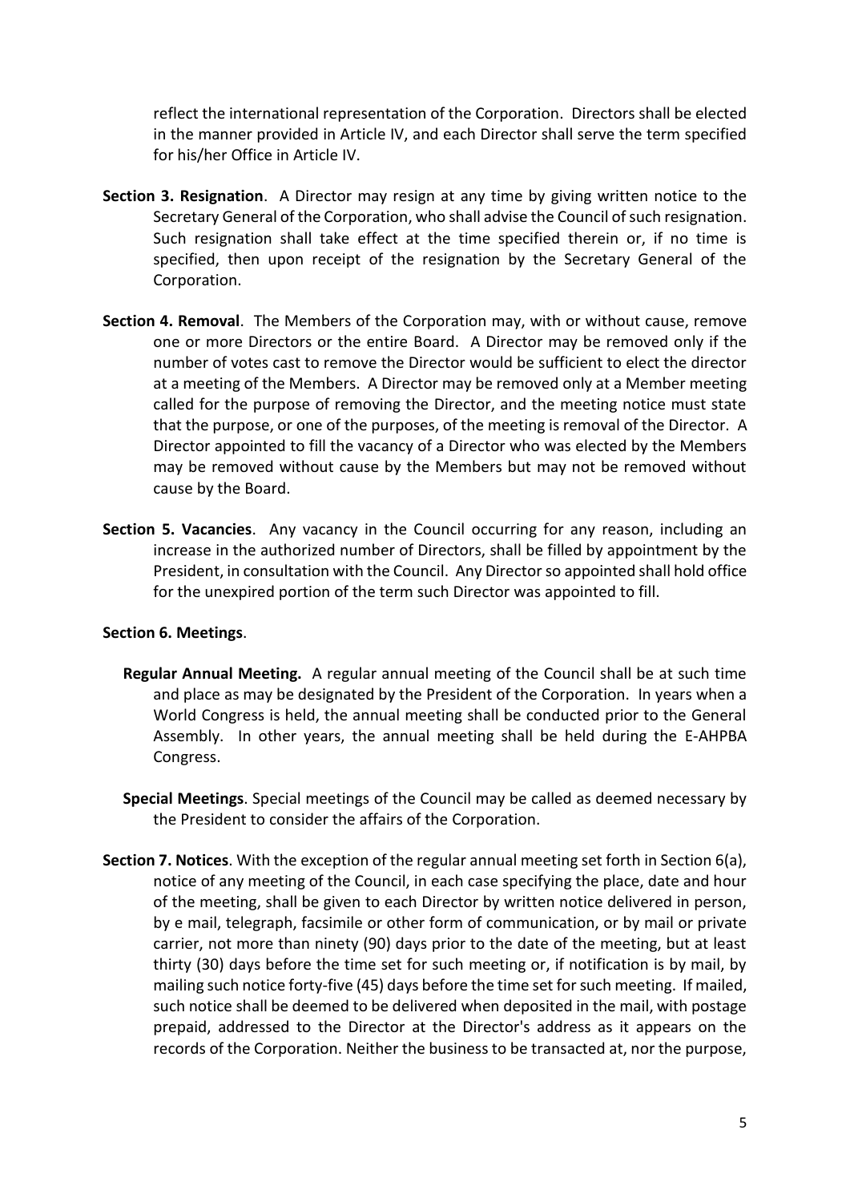reflect the international representation of the Corporation. Directors shall be elected in the manner provided in Article IV, and each Director shall serve the term specified for his/her Office in Article IV.

**Section 3. Resignation**. A Director may resign at any time by giving written notice to the Secretary General of the Corporation, who shall advise the Council of such resignation. Such resignation shall take effect at the time specified therein or, if no time is specified, then upon receipt of the resignation by the Secretary General of the Corporation.

**Section 4. Removal**. The Members of the Corporation may, with or without cause, remove one or more Directors or the entire Board. A Director may be removed only if the number of votes cast to remove the Director would be sufficient to elect the director at a meeting of the Members. A Director may be removed only at a Member meeting called for the purpose of removing the Director, and the meeting notice must state that the purpose, or one of the purposes, of the meeting is removal of the Director. A Director appointed to fill the vacancy of a Director who was elected by the Members may be removed without cause by the Members but may not be removed without cause by the Board.

**Section 5. Vacancies**. Any vacancy in the Council occurring for any reason, including an increase in the authorized number of Directors, shall be filled by appointment by the President, in consultation with the Council. Any Director so appointed shall hold office for the unexpired portion of the term such Director was appointed to fill.

**Section 6. Meetings**.

**Regular Annual Meeting.** A regular annual meeting of the Council shall be at such time and place as may be designated by the President of the Corporation. In years when a World Congress is held, the annual meeting shall be conducted prior to the General Assembly. In other years, the annual meeting shall be held during the E-AHPBA Congress.

**Special Meetings**. Special meetings of the Council may be called as deemed necessary by the President to consider the affairs of the Corporation.

**Section 7. Notices**. With the exception of the regular annual meeting set forth in Section 6(a), notice of any meeting of the Council, in each case specifying the place, date and hour of the meeting, shall be given to each Director by written notice delivered in person, by e mail, telegraph, facsimile or other form of communication, or by mail or private carrier, not more than ninety (90) days prior to the date of the meeting, but at least thirty (30) days before the time set for such meeting or, if notification is by mail, by mailing such notice forty-five (45) days before the time set for such meeting. If mailed, such notice shall be deemed to be delivered when deposited in the mail, with postage prepaid, addressed to the Director at the Director's address as it appears on the records of the Corporation. Neither the business to be transacted at, nor the purpose,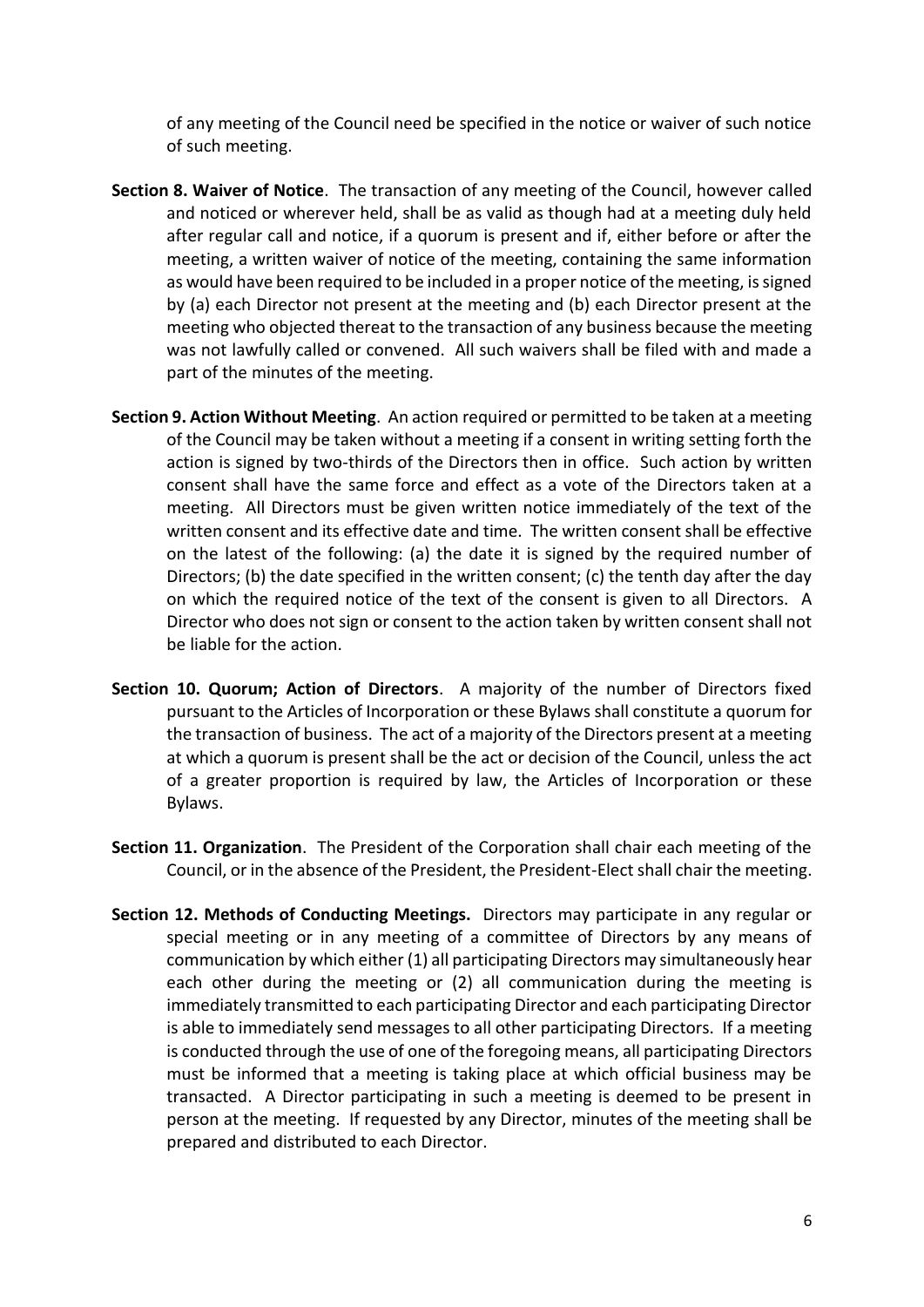of any meeting of the Council need be specified in the notice or waiver of such notice of such meeting.

**Section 8. Waiver of Notice**. The transaction of any meeting of the Council, however called and noticed or wherever held, shall be as valid as though had at a meeting duly held after regular call and notice, if a quorum is present and if, either before or after the meeting, a written waiver of notice of the meeting, containing the same information as would have been required to be included in a proper notice of the meeting, is signed by (a) each Director not present at the meeting and (b) each Director present at the meeting who objected thereat to the transaction of any business because the meeting was not lawfully called or convened. All such waivers shall be filed with and made a part of the minutes of the meeting.

**Section 9. Action Without Meeting**. An action required or permitted to be taken at a meeting of the Council may be taken without a meeting if a consent in writing setting forth the action is signed by two-thirds of the Directors then in office. Such action by written consent shall have the same force and effect as a vote of the Directors taken at a meeting. All Directors must be given written notice immediately of the text of the written consent and its effective date and time. The written consent shall be effective on the latest of the following: (a) the date it is signed by the required number of Directors; (b) the date specified in the written consent; (c) the tenth day after the day on which the required notice of the text of the consent is given to all Directors. A Director who does not sign or consent to the action taken by written consent shall not be liable for the action.

**Section 10. Quorum; Action of Directors**. A majority of the number of Directors fixed pursuant to the Articles of Incorporation or these Bylaws shall constitute a quorum for the transaction of business. The act of a majority of the Directors present at a meeting at which a quorum is present shall be the act or decision of the Council, unless the act of a greater proportion is required by law, the Articles of Incorporation or these Bylaws.

**Section 11. Organization**. The President of the Corporation shall chair each meeting of the Council, or in the absence of the President, the President-Elect shall chair the meeting.

**Section 12. Methods of Conducting Meetings.** Directors may participate in any regular or special meeting or in any meeting of a committee of Directors by any means of communication by which either (1) all participating Directors may simultaneously hear each other during the meeting or (2) all communication during the meeting is immediately transmitted to each participating Director and each participating Director is able to immediately send messages to all other participating Directors. If a meeting is conducted through the use of one of the foregoing means, all participating Directors must be informed that a meeting is taking place at which official business may be transacted. A Director participating in such a meeting is deemed to be present in person at the meeting. If requested by any Director, minutes of the meeting shall be prepared and distributed to each Director.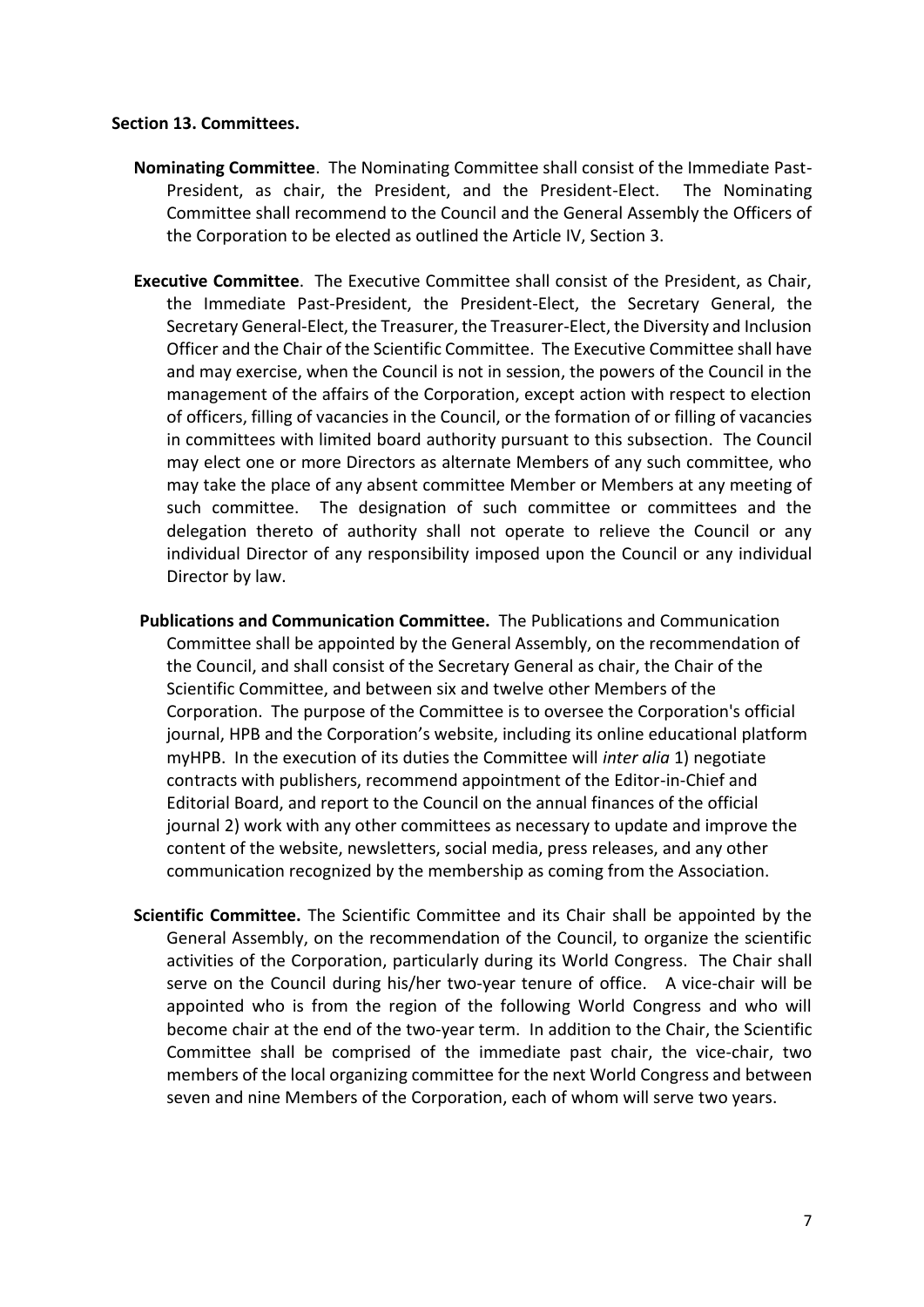**Section 13. Committees.**

**Nominating Committee**. The Nominating Committee shall consist of the Immediate Past-President, as chair, the President, and the President-Elect. The Nominating Committee shall recommend to the Council and the General Assembly the Officers of the Corporation to be elected as outlined the Article IV, Section 3.

**Executive Committee**. The Executive Committee shall consist of the President, as Chair, the Immediate Past-President, the President-Elect, the Secretary General, the Secretary General-Elect, the Treasurer, the Treasurer-Elect, the Diversity and Inclusion Officer and the Chair of the Scientific Committee. The Executive Committee shall have and may exercise, when the Council is not in session, the powers of the Council in the management of the affairs of the Corporation, except action with respect to election of officers, filling of vacancies in the Council, or the formation of or filling of vacancies in committees with limited board authority pursuant to this subsection. The Council may elect one or more Directors as alternate Members of any such committee, who may take the place of any absent committee Member or Members at any meeting of such committee. The designation of such committee or committees and the delegation thereto of authority shall not operate to relieve the Council or any individual Director of any responsibility imposed upon the Council or any individual Director by law.

**Publications and Communication Committee.** The Publications and Communication Committee shall be appointed by the General Assembly, on the recommendation of the Council, and shall consist of the Secretary General as chair, the Chair of the Scientific Committee, and between six and twelve other Members of the Corporation. The purpose of the Committee is to oversee the Corporation's official journal, HPB and the Corporation's website, including its online educational platform myHPB. In the execution of its duties the Committee will *inter alia* 1) negotiate contracts with publishers, recommend appointment of the Editor-in-Chief and Editorial Board, and report to the Council on the annual finances of the official journal 2) work with any other committees as necessary to update and improve the content of the website, newsletters, social media, press releases, and any other communication recognized by the membership as coming from the Association.

**Scientific Committee.** The Scientific Committee and its Chair shall be appointed by the General Assembly, on the recommendation of the Council, to organize the scientific activities of the Corporation, particularly during its World Congress. The Chair shall serve on the Council during his/her two-year tenure of office. A vice-chair will be appointed who is from the region of the following World Congress and who will become chair at the end of the two-year term. In addition to the Chair, the Scientific Committee shall be comprised of the immediate past chair, the vice-chair, two members of the local organizing committee for the next World Congress and between seven and nine Members of the Corporation, each of whom will serve two years.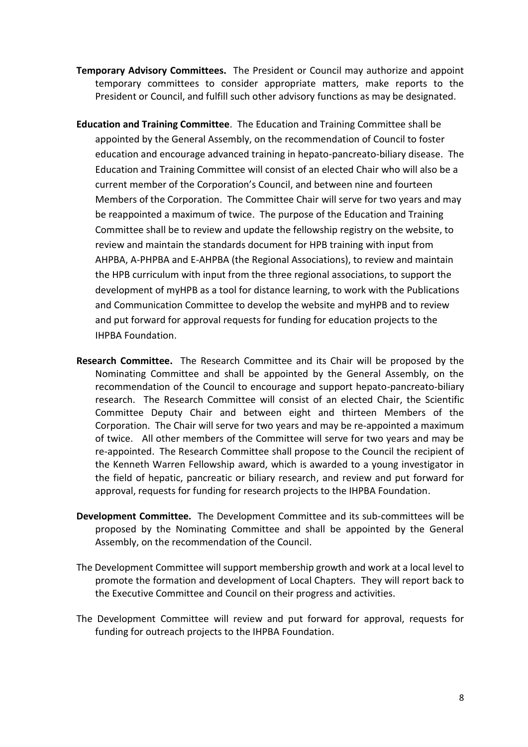**Temporary Advisory Committees.** The President or Council may authorize and appoint temporary committees to consider appropriate matters, make reports to the President or Council, and fulfill such other advisory functions as may be designated.

**Education and Training Committee**. The Education and Training Committee shall be appointed by the General Assembly, on the recommendation of Council to foster education and encourage advanced training in hepato-pancreato-biliary disease. The Education and Training Committee will consist of an elected Chair who will also be a current member of the Corporation's Council, and between nine and fourteen Members of the Corporation. The Committee Chair will serve for two years and may be reappointed a maximum of twice. The purpose of the Education and Training Committee shall be to review and update the fellowship registry on the website, to review and maintain the standards document for HPB training with input from AHPBA, A-PHPBA and E-AHPBA (the Regional Associations), to review and maintain the HPB curriculum with input from the three regional associations, to support the development of myHPB as a tool for distance learning, to work with the Publications and Communication Committee to develop the website and myHPB and to review and put forward for approval requests for funding for education projects to the IHPBA Foundation.

**Research Committee.** The Research Committee and its Chair will be proposed by the Nominating Committee and shall be appointed by the General Assembly, on the recommendation of the Council to encourage and support hepato-pancreato-biliary research. The Research Committee will consist of an elected Chair, the Scientific Committee Deputy Chair and between eight and thirteen Members of the Corporation. The Chair will serve for two years and may be re-appointed a maximum of twice. All other members of the Committee will serve for two years and may be re-appointed. The Research Committee shall propose to the Council the recipient of the Kenneth Warren Fellowship award, which is awarded to a young investigator in the field of hepatic, pancreatic or biliary research, and review and put forward for approval, requests for funding for research projects to the IHPBA Foundation.

**Development Committee.** The Development Committee and its sub-committees will be proposed by the Nominating Committee and shall be appointed by the General Assembly, on the recommendation of the Council.

The Development Committee will support membership growth and work at a local level to promote the formation and development of Local Chapters. They will report back to the Executive Committee and Council on their progress and activities.

The Development Committee will review and put forward for approval, requests for funding for outreach projects to the IHPBA Foundation.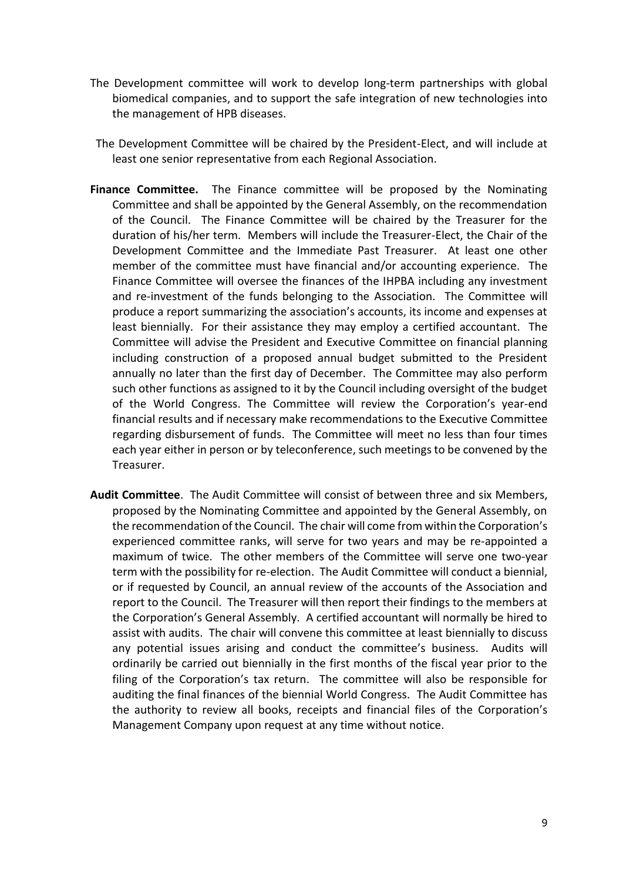The Development committee will work to develop long-term partnerships with global biomedical companies, and to support the safe integration of new technologies into the management of HPB diseases.

The Development Committee will be chaired by the President-Elect, and will include at least one senior representative from each Regional Association.

**Finance Committee.** The Finance committee will be proposed by the Nominating Committee and shall be appointed by the General Assembly, on the recommendation of the Council. The Finance Committee will be chaired by the Treasurer for the duration of his/her term. Members will include the Treasurer-Elect, the Chair of the Development Committee and the Immediate Past Treasurer. At least one other member of the committee must have financial and/or accounting experience. The Finance Committee will oversee the finances of the IHPBA including any investment and re-investment of the funds belonging to the Association. The Committee will produce a report summarizing the association's accounts, its income and expenses at least biennially. For their assistance they may employ a certified accountant. The Committee will advise the President and Executive Committee on financial planning including construction of a proposed annual budget submitted to the President annually no later than the first day of December. The Committee may also perform such other functions as assigned to it by the Council including oversight of the budget of the World Congress. The Committee will review the Corporation's year-end financial results and if necessary make recommendations to the Executive Committee regarding disbursement of funds. The Committee will meet no less than four times each year either in person or by teleconference, such meetings to be convened by the Treasurer.

**Audit Committee**. The Audit Committee will consist of between three and six Members, proposed by the Nominating Committee and appointed by the General Assembly, on the recommendation of the Council. The chair will come from within the Corporation's experienced committee ranks, will serve for two years and may be re-appointed a maximum of twice. The other members of the Committee will serve one two-year term with the possibility for re-election. The Audit Committee will conduct a biennial, or if requested by Council, an annual review of the accounts of the Association and report to the Council. The Treasurer will then report their findings to the members at the Corporation's General Assembly. A certified accountant will normally be hired to assist with audits. The chair will convene this committee at least biennially to discuss any potential issues arising and conduct the committee's business. Audits will ordinarily be carried out biennially in the first months of the fiscal year prior to the filing of the Corporation's tax return. The committee will also be responsible for auditing the final finances of the biennial World Congress. The Audit Committee has the authority to review all books, receipts and financial files of the Corporation's Management Company upon request at any time without notice.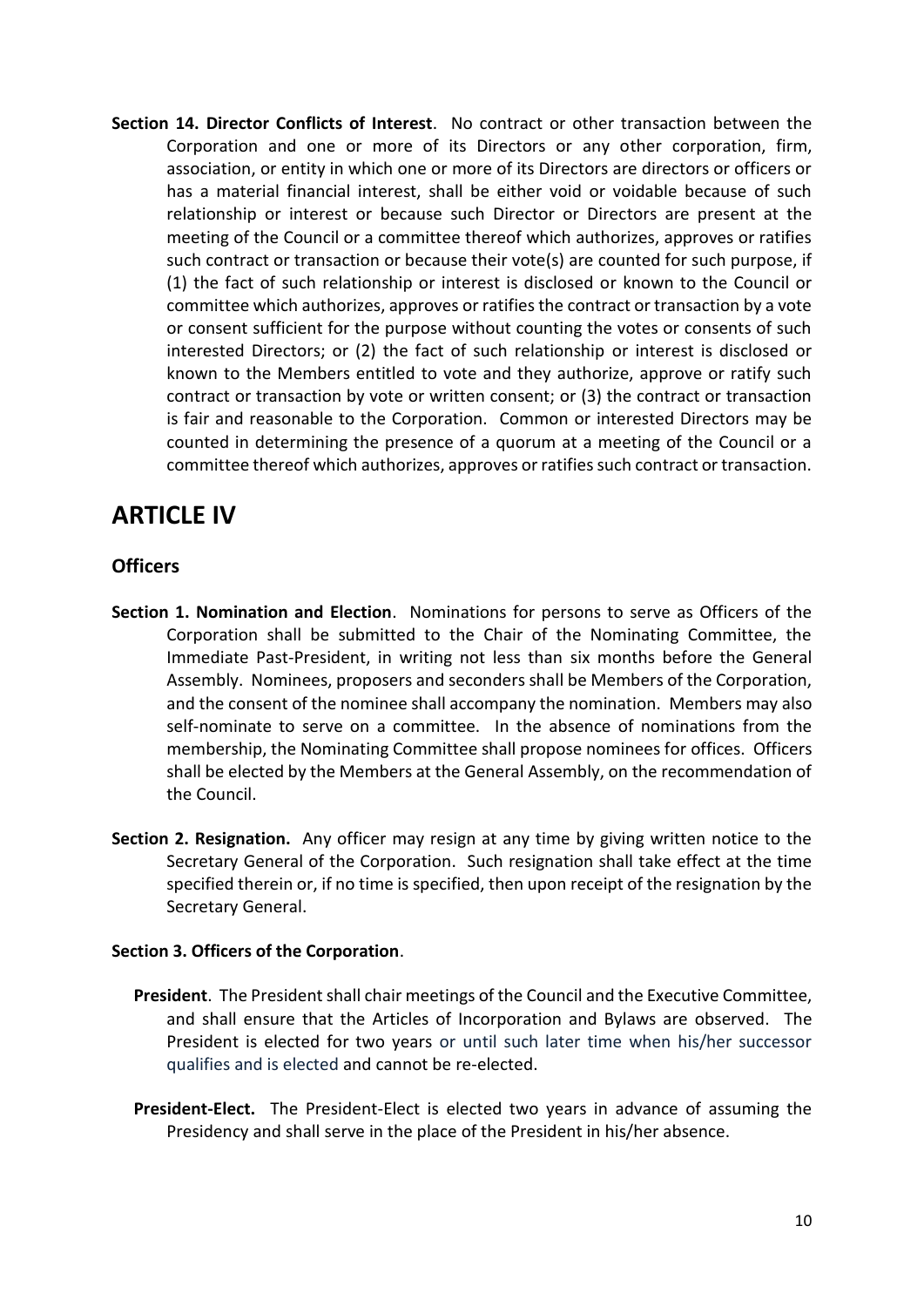**Section 14. Director Conflicts of Interest**. No contract or other transaction between the Corporation and one or more of its Directors or any other corporation, firm, association, or entity in which one or more of its Directors are directors or officers or has a material financial interest, shall be either void or voidable because of such relationship or interest or because such Director or Directors are present at the meeting of the Council or a committee thereof which authorizes, approves or ratifies such contract or transaction or because their vote(s) are counted for such purpose, if (1) the fact of such relationship or interest is disclosed or known to the Council or committee which authorizes, approves or ratifies the contract or transaction by a vote or consent sufficient for the purpose without counting the votes or consents of such interested Directors; or (2) the fact of such relationship or interest is disclosed or known to the Members entitled to vote and they authorize, approve or ratify such contract or transaction by vote or written consent; or (3) the contract or transaction is fair and reasonable to the Corporation. Common or interested Directors may be counted in determining the presence of a quorum at a meeting of the Council or a committee thereof which authorizes, approves or ratifies such contract or transaction.

# ARTICLE IV

## Officers

**Section 1. Nomination and Election**. Nominations for persons to serve as Officers of the Corporation shall be submitted to the Chair of the Nominating Committee, the Immediate Past-President, in writing not less than six months before the General Assembly. Nominees, proposers and seconders shall be Members of the Corporation, and the consent of the nominee shall accompany the nomination. Members may also self-nominate to serve on a committee. In the absence of nominations from the membership, the Nominating Committee shall propose nominees for offices. Officers shall be elected by the Members at the General Assembly, on the recommendation of the Council.

**Section 2. Resignation.** Any officer may resign at any time by giving written notice to the Secretary General of the Corporation. Such resignation shall take effect at the time specified therein or, if no time is specified, then upon receipt of the resignation by the Secretary General.

**Section 3. Officers of the Corporation**.

**President**. The President shall chair meetings of the Council and the Executive Committee, and shall ensure that the Articles of Incorporation and Bylaws are observed. The President is elected for two years or until such later time when his/her successor qualifies and is elected and cannot be re-elected.

**President-Elect.** The President-Elect is elected two years in advance of assuming the Presidency and shall serve in the place of the President in his/her absence.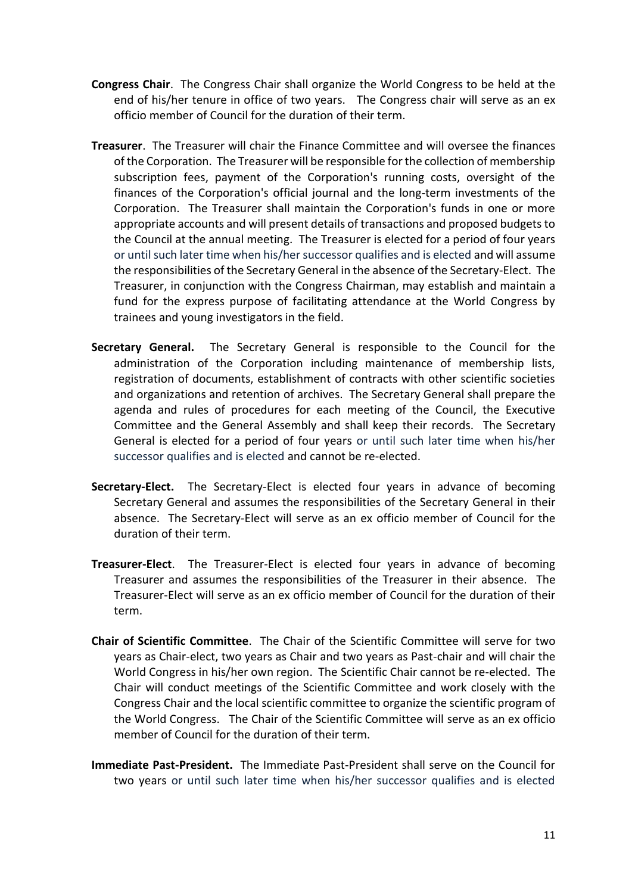**Congress Chair**. The Congress Chair shall organize the World Congress to be held at the end of his/her tenure in office of two years. The Congress chair will serve as an ex officio member of Council for the duration of their term.

**Treasurer**. The Treasurer will chair the Finance Committee and will oversee the finances of the Corporation. The Treasurer will be responsible for the collection of membership subscription fees, payment of the Corporation's running costs, oversight of the finances of the Corporation's official journal and the long-term investments of the Corporation. The Treasurer shall maintain the Corporation's funds in one or more appropriate accounts and will present details of transactions and proposed budgets to the Council at the annual meeting. The Treasurer is elected for a period of four years or until such later time when his/her successor qualifies and is elected and will assume the responsibilities of the Secretary General in the absence of the Secretary-Elect. The Treasurer, in conjunction with the Congress Chairman, may establish and maintain a fund for the express purpose of facilitating attendance at the World Congress by trainees and young investigators in the field.

**Secretary General.** The Secretary General is responsible to the Council for the administration of the Corporation including maintenance of membership lists, registration of documents, establishment of contracts with other scientific societies and organizations and retention of archives. The Secretary General shall prepare the agenda and rules of procedures for each meeting of the Council, the Executive Committee and the General Assembly and shall keep their records. The Secretary General is elected for a period of four years or until such later time when his/her successor qualifies and is elected and cannot be re-elected.

**Secretary-Elect.** The Secretary-Elect is elected four years in advance of becoming Secretary General and assumes the responsibilities of the Secretary General in their absence. The Secretary-Elect will serve as an ex officio member of Council for the duration of their term.

**Treasurer-Elect**. The Treasurer-Elect is elected four years in advance of becoming Treasurer and assumes the responsibilities of the Treasurer in their absence. The Treasurer-Elect will serve as an ex officio member of Council for the duration of their term.

**Chair of Scientific Committee**. The Chair of the Scientific Committee will serve for two years as Chair-elect, two years as Chair and two years as Past-chair and will chair the World Congress in his/her own region. The Scientific Chair cannot be re-elected. The Chair will conduct meetings of the Scientific Committee and work closely with the Congress Chair and the local scientific committee to organize the scientific program of the World Congress. The Chair of the Scientific Committee will serve as an ex officio member of Council for the duration of their term.

**Immediate Past-President.** The Immediate Past-President shall serve on the Council for two years or until such later time when his/her successor qualifies and is elected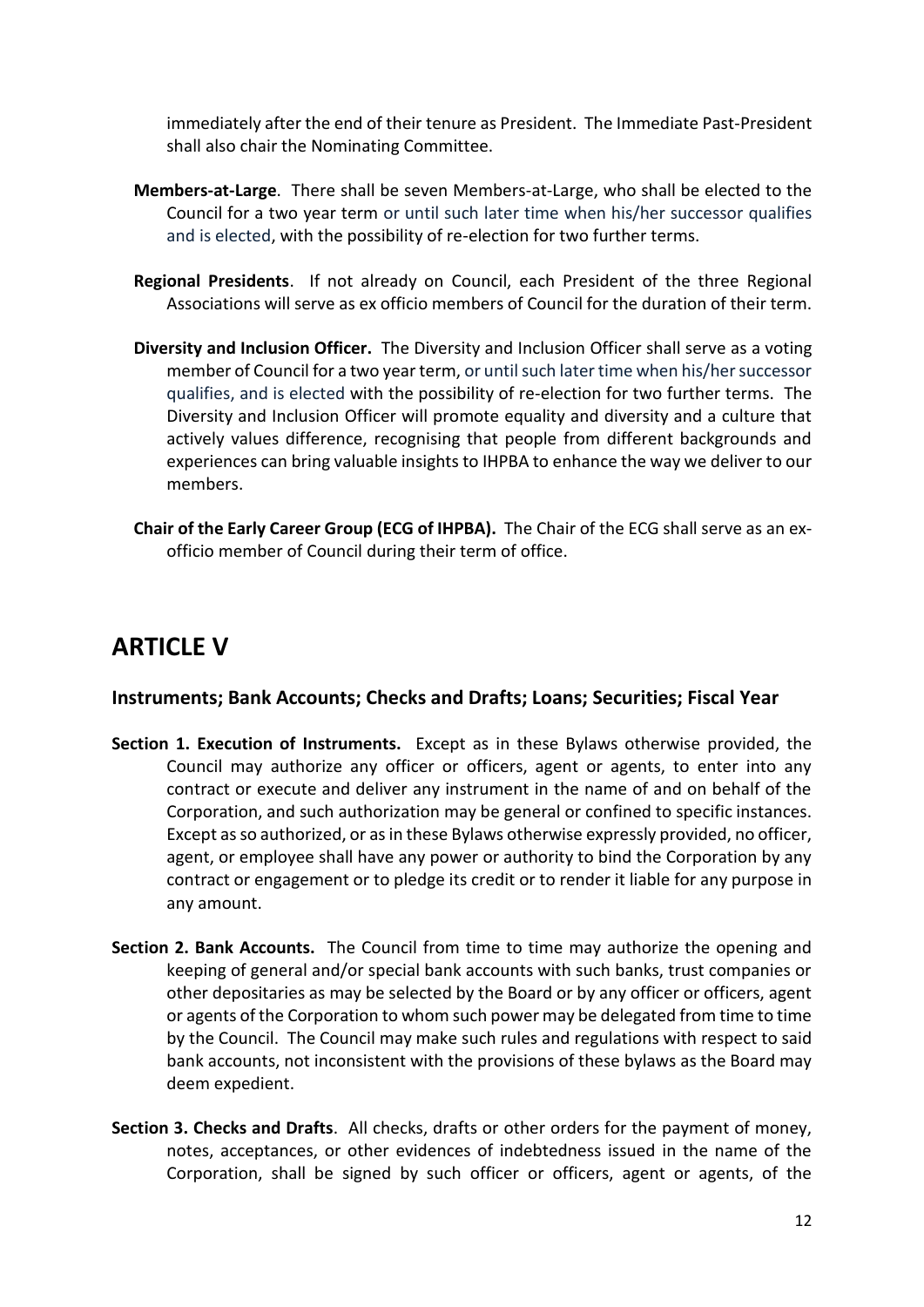immediately after the end of their tenure as President. The Immediate Past-President shall also chair the Nominating Committee.

**Members-at-Large**. There shall be seven Members-at-Large, who shall be elected to the Council for a two year term or until such later time when his/her successor qualifies and is elected, with the possibility of re-election for two further terms.

**Regional Presidents**. If not already on Council, each President of the three Regional Associations will serve as ex officio members of Council for the duration of their term.

**Diversity and Inclusion Officer.** The Diversity and Inclusion Officer shall serve as a voting member of Council for a two year term, or until such later time when his/her successor qualifies, and is elected with the possibility of re-election for two further terms. The Diversity and Inclusion Officer will promote equality and diversity and a culture that actively values difference, recognising that people from different backgrounds and experiences can bring valuable insights to IHPBA to enhance the way we deliver to our members.

**Chair of the Early Career Group (ECG of IHPBA).** The Chair of the ECG shall serve as an ex-officio member of Council during their term of office.

# ARTICLE V

## Instruments; Bank Accounts; Checks and Drafts; Loans; Securities; Fiscal Year

**Section 1. Execution of Instruments.** Except as in these Bylaws otherwise provided, the Council may authorize any officer or officers, agent or agents, to enter into any contract or execute and deliver any instrument in the name of and on behalf of the Corporation, and such authorization may be general or confined to specific instances. Except as so authorized, or as in these Bylaws otherwise expressly provided, no officer, agent, or employee shall have any power or authority to bind the Corporation by any contract or engagement or to pledge its credit or to render it liable for any purpose in any amount.

**Section 2. Bank Accounts.** The Council from time to time may authorize the opening and keeping of general and/or special bank accounts with such banks, trust companies or other depositaries as may be selected by the Board or by any officer or officers, agent or agents of the Corporation to whom such power may be delegated from time to time by the Council. The Council may make such rules and regulations with respect to said bank accounts, not inconsistent with the provisions of these bylaws as the Board may deem expedient.

**Section 3. Checks and Drafts**. All checks, drafts or other orders for the payment of money, notes, acceptances, or other evidences of indebtedness issued in the name of the Corporation, shall be signed by such officer or officers, agent or agents, of the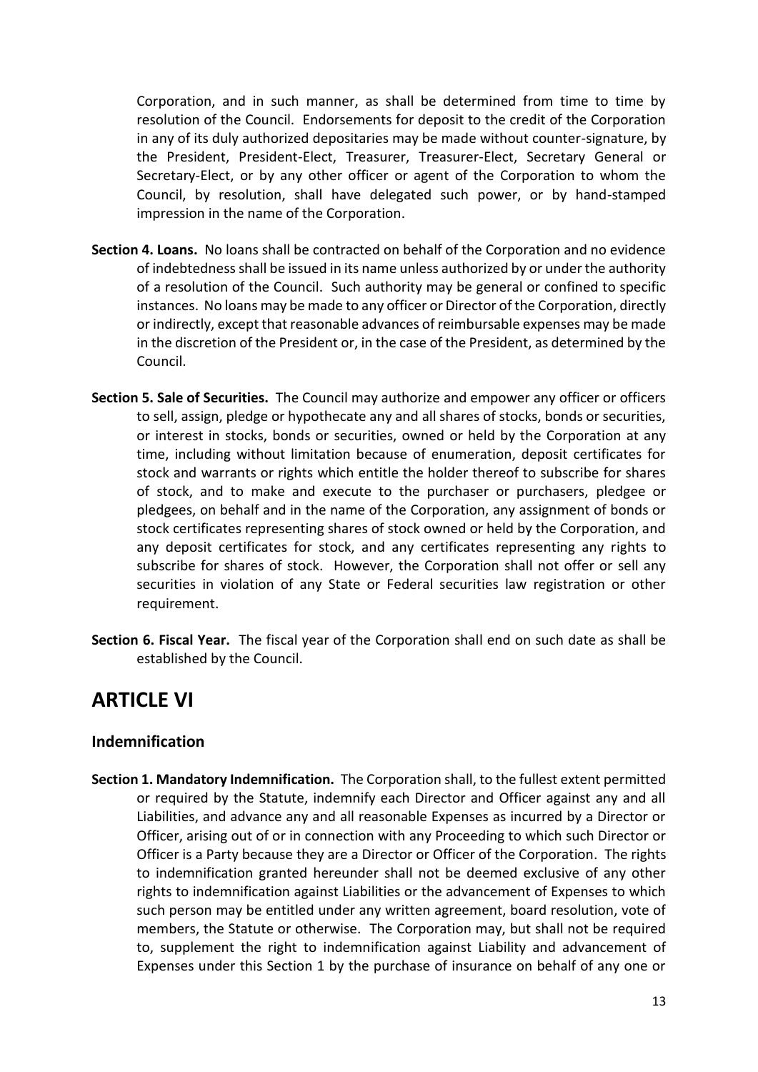Corporation, and in such manner, as shall be determined from time to time by resolution of the Council. Endorsements for deposit to the credit of the Corporation in any of its duly authorized depositaries may be made without counter-signature, by the President, President-Elect, Treasurer, Treasurer-Elect, Secretary General or Secretary-Elect, or by any other officer or agent of the Corporation to whom the Council, by resolution, shall have delegated such power, or by hand-stamped impression in the name of the Corporation.

**Section 4. Loans.** No loans shall be contracted on behalf of the Corporation and no evidence of indebtedness shall be issued in its name unless authorized by or under the authority of a resolution of the Council. Such authority may be general or confined to specific instances. No loans may be made to any officer or Director of the Corporation, directly or indirectly, except that reasonable advances of reimbursable expenses may be made in the discretion of the President or, in the case of the President, as determined by the Council.

**Section 5. Sale of Securities.** The Council may authorize and empower any officer or officers to sell, assign, pledge or hypothecate any and all shares of stocks, bonds or securities, or interest in stocks, bonds or securities, owned or held by the Corporation at any time, including without limitation because of enumeration, deposit certificates for stock and warrants or rights which entitle the holder thereof to subscribe for shares of stock, and to make and execute to the purchaser or purchasers, pledgee or pledgees, on behalf and in the name of the Corporation, any assignment of bonds or stock certificates representing shares of stock owned or held by the Corporation, and any deposit certificates for stock, and any certificates representing any rights to subscribe for shares of stock. However, the Corporation shall not offer or sell any securities in violation of any State or Federal securities law registration or other requirement.

**Section 6. Fiscal Year.** The fiscal year of the Corporation shall end on such date as shall be established by the Council.

# ARTICLE VI

## Indemnification

**Section 1. Mandatory Indemnification.** The Corporation shall, to the fullest extent permitted or required by the Statute, indemnify each Director and Officer against any and all Liabilities, and advance any and all reasonable Expenses as incurred by a Director or Officer, arising out of or in connection with any Proceeding to which such Director or Officer is a Party because they are a Director or Officer of the Corporation. The rights to indemnification granted hereunder shall not be deemed exclusive of any other rights to indemnification against Liabilities or the advancement of Expenses to which such person may be entitled under any written agreement, board resolution, vote of members, the Statute or otherwise. The Corporation may, but shall not be required to, supplement the right to indemnification against Liability and advancement of Expenses under this Section 1 by the purchase of insurance on behalf of any one or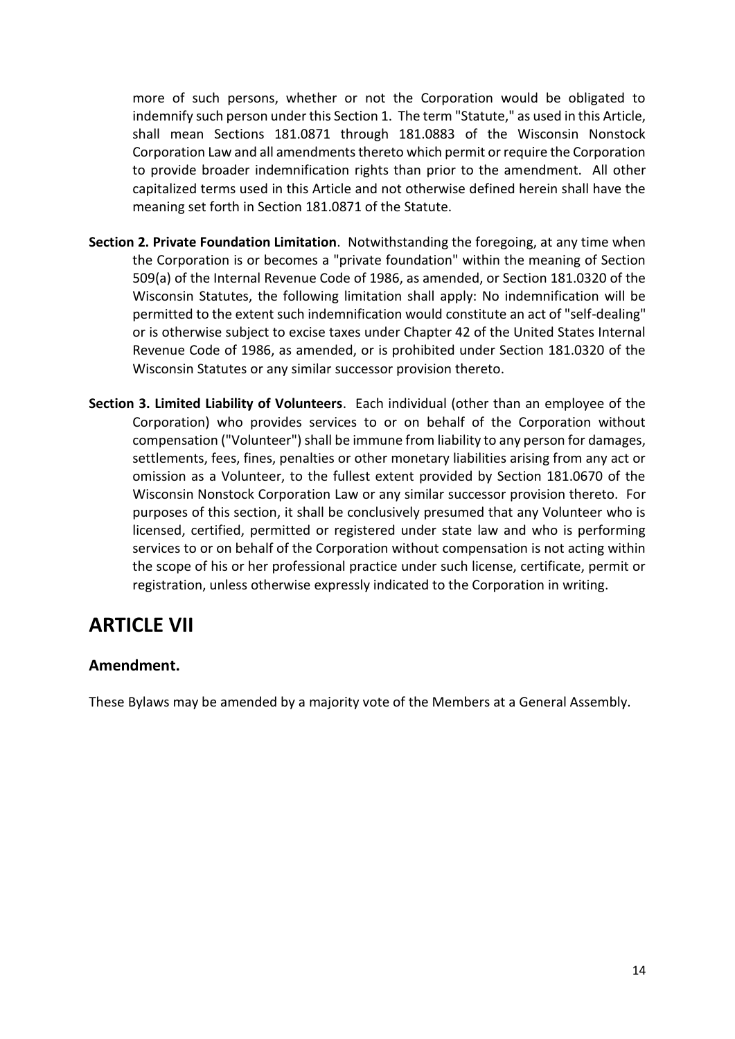more of such persons, whether or not the Corporation would be obligated to indemnify such person under this Section 1. The term "Statute," as used in this Article, shall mean Sections 181.0871 through 181.0883 of the Wisconsin Nonstock Corporation Law and all amendments thereto which permit or require the Corporation to provide broader indemnification rights than prior to the amendment. All other capitalized terms used in this Article and not otherwise defined herein shall have the meaning set forth in Section 181.0871 of the Statute.

**Section 2. Private Foundation Limitation**. Notwithstanding the foregoing, at any time when the Corporation is or becomes a "private foundation" within the meaning of Section 509(a) of the Internal Revenue Code of 1986, as amended, or Section 181.0320 of the Wisconsin Statutes, the following limitation shall apply: No indemnification will be permitted to the extent such indemnification would constitute an act of "self-dealing" or is otherwise subject to excise taxes under Chapter 42 of the United States Internal Revenue Code of 1986, as amended, or is prohibited under Section 181.0320 of the Wisconsin Statutes or any similar successor provision thereto.

**Section 3. Limited Liability of Volunteers**. Each individual (other than an employee of the Corporation) who provides services to or on behalf of the Corporation without compensation ("Volunteer") shall be immune from liability to any person for damages, settlements, fees, fines, penalties or other monetary liabilities arising from any act or omission as a Volunteer, to the fullest extent provided by Section 181.0670 of the Wisconsin Nonstock Corporation Law or any similar successor provision thereto. For purposes of this section, it shall be conclusively presumed that any Volunteer who is licensed, certified, permitted or registered under state law and who is performing services to or on behalf of the Corporation without compensation is not acting within the scope of his or her professional practice under such license, certificate, permit or registration, unless otherwise expressly indicated to the Corporation in writing.

# ARTICLE VII

## Amendment.

These Bylaws may be amended by a majority vote of the Members at a General Assembly.